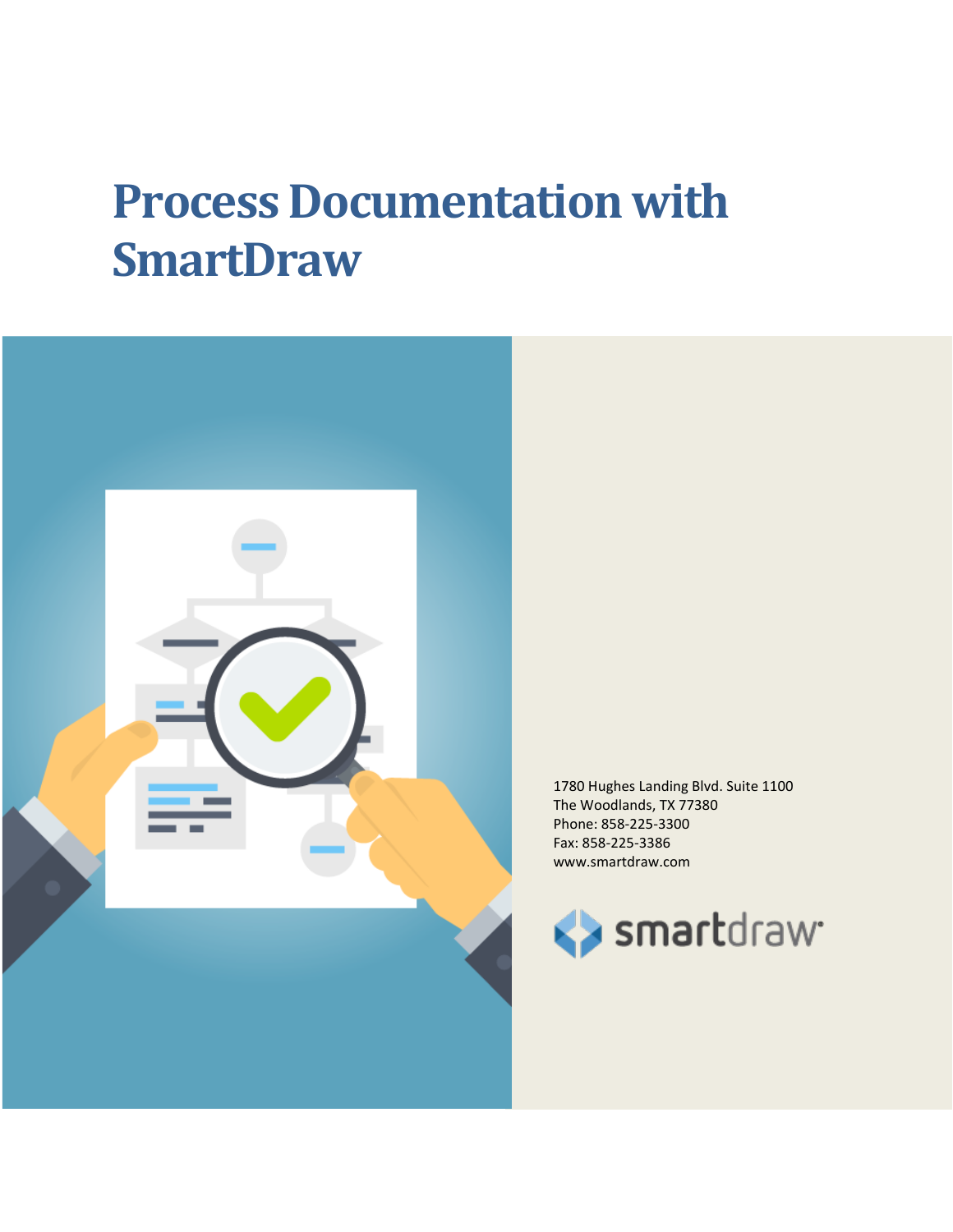# Process Documentation with SmartDraw

1780 Hughes Landing Blvd. Suite 1100
The Woodlands, TX 77380
Phone: 858-225-3300
Fax: 858-225-3386
www.smartdraw.com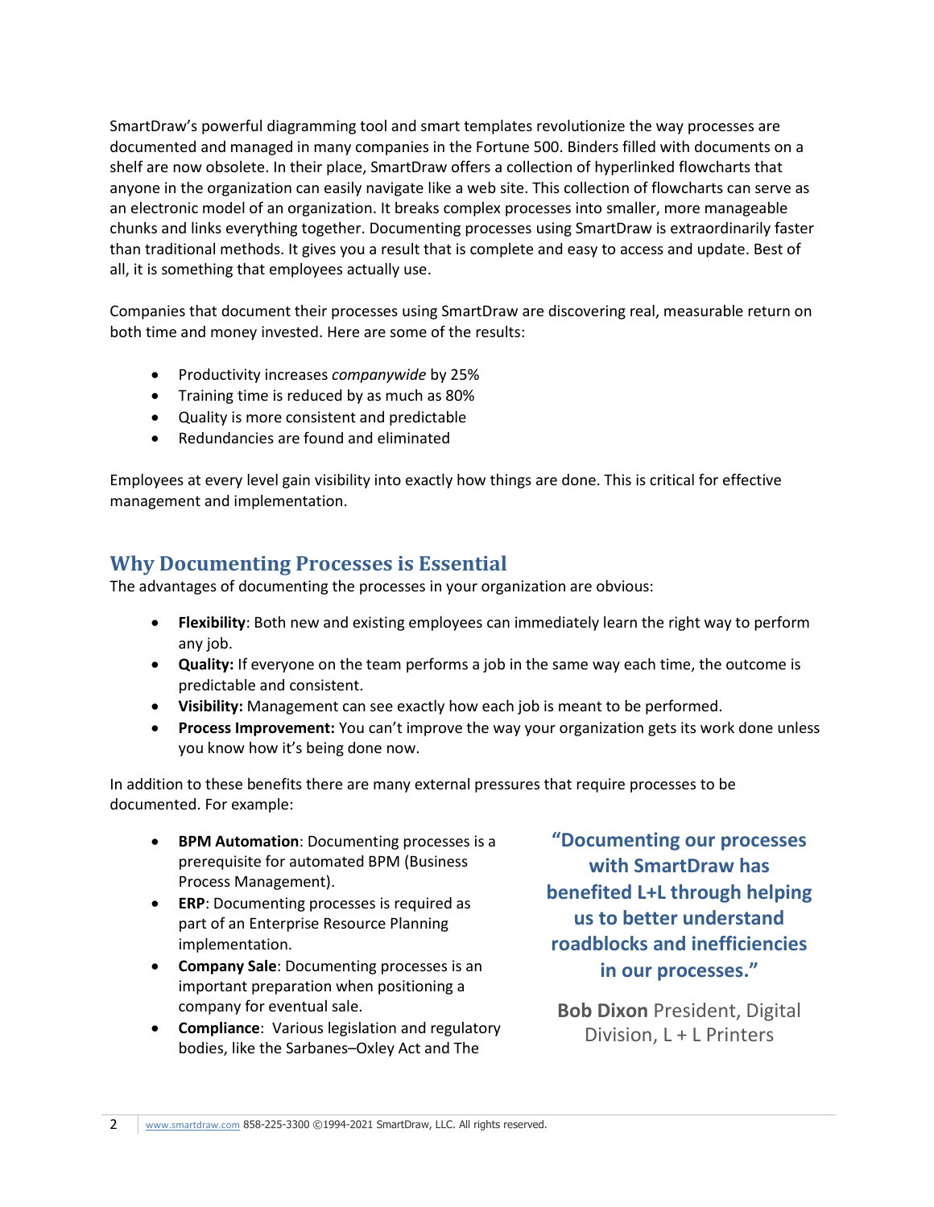SmartDraw's powerful diagramming tool and smart templates revolutionize the way processes are documented and managed in many companies in the Fortune 500. Binders filled with documents on a shelf are now obsolete. In their place, SmartDraw offers a collection of hyperlinked flowcharts that anyone in the organization can easily navigate like a web site. This collection of flowcharts can serve as an electronic model of an organization. It breaks complex processes into smaller, more manageable chunks and links everything together. Documenting processes using SmartDraw is extraordinarily faster than traditional methods. It gives you a result that is complete and easy to access and update. Best of all, it is something that employees actually use.

Companies that document their processes using SmartDraw are discovering real, measurable return on both time and money invested. Here are some of the results:

- Productivity increases *companywide* by 25%
- Training time is reduced by as much as 80%
- Quality is more consistent and predictable
- Redundancies are found and eliminated

Employees at every level gain visibility into exactly how things are done. This is critical for effective management and implementation.

## Why Documenting Processes is Essential

The advantages of documenting the processes in your organization are obvious:

- **Flexibility**: Both new and existing employees can immediately learn the right way to perform any job.
- **Quality:** If everyone on the team performs a job in the same way each time, the outcome is predictable and consistent.
- **Visibility:** Management can see exactly how each job is meant to be performed.
- **Process Improvement:** You can't improve the way your organization gets its work done unless you know how it's being done now.

In addition to these benefits there are many external pressures that require processes to be documented. For example:

- **BPM Automation**: Documenting processes is a prerequisite for automated BPM (Business Process Management).
- **ERP**: Documenting processes is required as part of an Enterprise Resource Planning implementation.
- **Company Sale**: Documenting processes is an important preparation when positioning a company for eventual sale.
- **Compliance**: Various legislation and regulatory bodies, like the Sarbanes–Oxley Act and The

> **"Documenting our processes with SmartDraw has benefited L+L through helping us to better understand roadblocks and inefficiencies in our processes."**
>
> **Bob Dixon** President, Digital Division, L + L Printers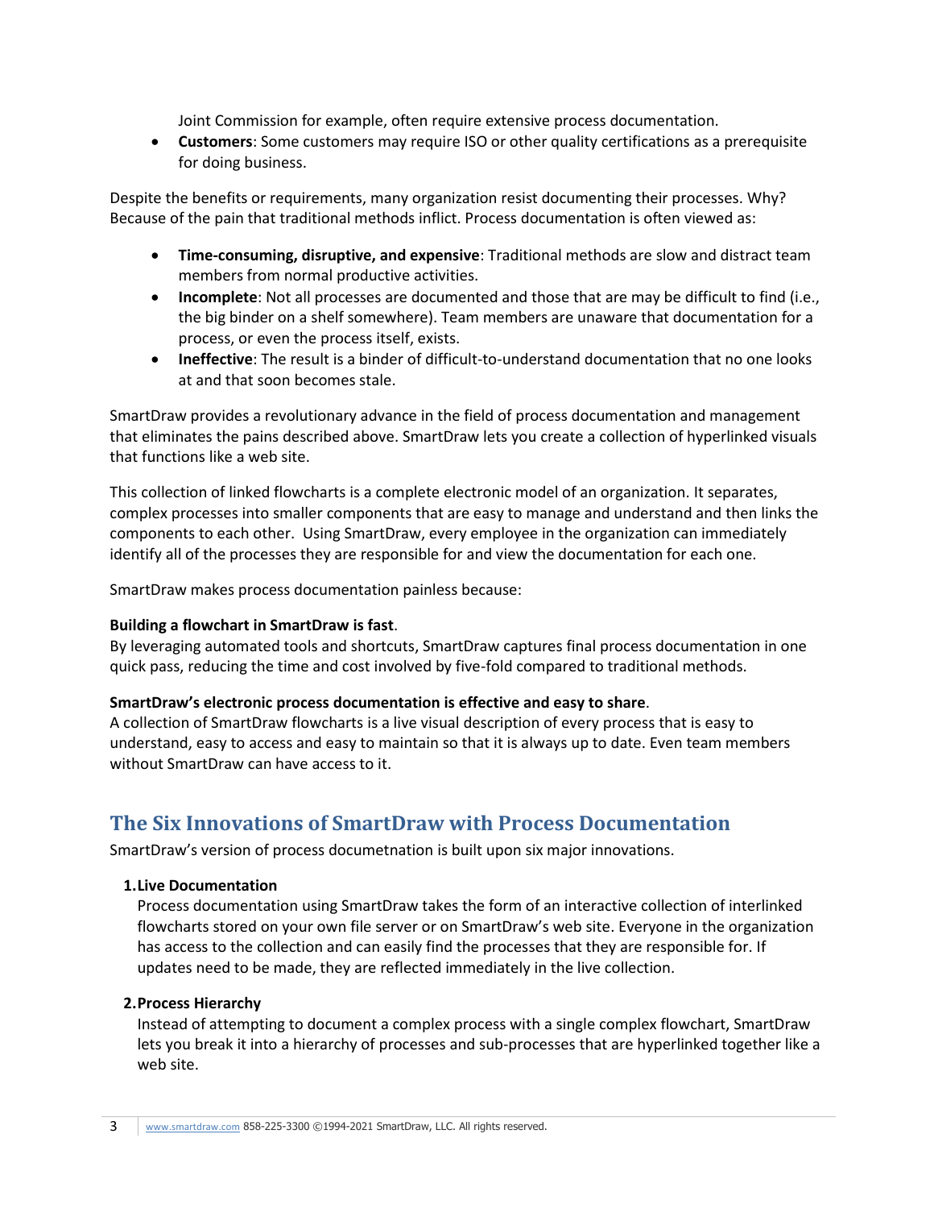Joint Commission for example, often require extensive process documentation.

- **Customers**: Some customers may require ISO or other quality certifications as a prerequisite for doing business.

Despite the benefits or requirements, many organization resist documenting their processes. Why? Because of the pain that traditional methods inflict. Process documentation is often viewed as:

- **Time-consuming, disruptive, and expensive**: Traditional methods are slow and distract team members from normal productive activities.
- **Incomplete**: Not all processes are documented and those that are may be difficult to find (i.e., the big binder on a shelf somewhere). Team members are unaware that documentation for a process, or even the process itself, exists.
- **Ineffective**: The result is a binder of difficult-to-understand documentation that no one looks at and that soon becomes stale.

SmartDraw provides a revolutionary advance in the field of process documentation and management that eliminates the pains described above. SmartDraw lets you create a collection of hyperlinked visuals that functions like a web site.

This collection of linked flowcharts is a complete electronic model of an organization. It separates, complex processes into smaller components that are easy to manage and understand and then links the components to each other. Using SmartDraw, every employee in the organization can immediately identify all of the processes they are responsible for and view the documentation for each one.

SmartDraw makes process documentation painless because:

**Building a flowchart in SmartDraw is fast**.
By leveraging automated tools and shortcuts, SmartDraw captures final process documentation in one quick pass, reducing the time and cost involved by five-fold compared to traditional methods.

**SmartDraw's electronic process documentation is effective and easy to share**.
A collection of SmartDraw flowcharts is a live visual description of every process that is easy to understand, easy to access and easy to maintain so that it is always up to date. Even team members without SmartDraw can have access to it.

## The Six Innovations of SmartDraw with Process Documentation

SmartDraw's version of process documetnation is built upon six major innovations.

1. **Live Documentation**
   Process documentation using SmartDraw takes the form of an interactive collection of interlinked flowcharts stored on your own file server or on SmartDraw's web site. Everyone in the organization has access to the collection and can easily find the processes that they are responsible for. If updates need to be made, they are reflected immediately in the live collection.

2. **Process Hierarchy**
   Instead of attempting to document a complex process with a single complex flowchart, SmartDraw lets you break it into a hierarchy of processes and sub-processes that are hyperlinked together like a web site.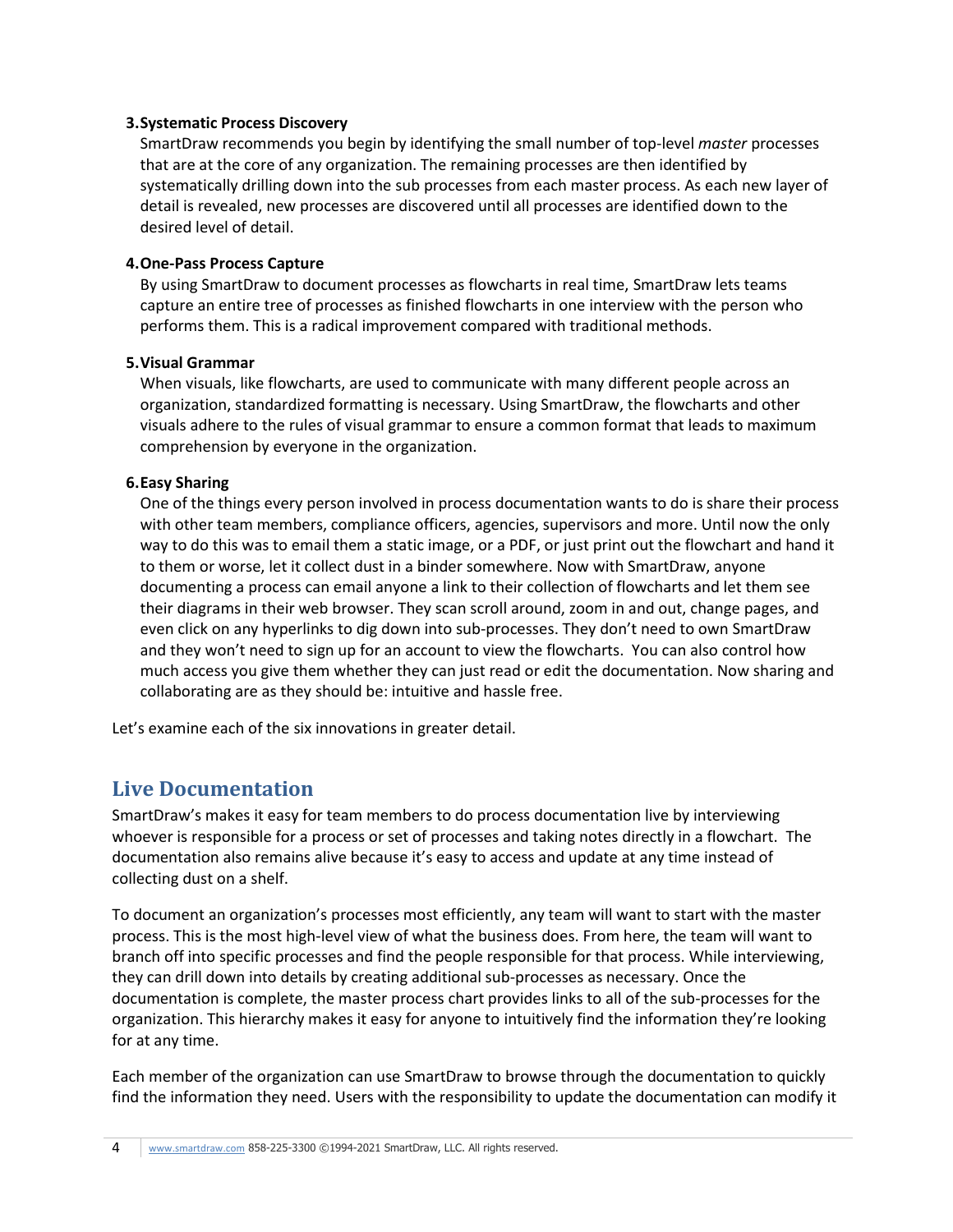3. **Systematic Process Discovery**

   SmartDraw recommends you begin by identifying the small number of top-level *master* processes that are at the core of any organization. The remaining processes are then identified by systematically drilling down into the sub processes from each master process. As each new layer of detail is revealed, new processes are discovered until all processes are identified down to the desired level of detail.

4. **One-Pass Process Capture**

   By using SmartDraw to document processes as flowcharts in real time, SmartDraw lets teams capture an entire tree of processes as finished flowcharts in one interview with the person who performs them. This is a radical improvement compared with traditional methods.

5. **Visual Grammar**

   When visuals, like flowcharts, are used to communicate with many different people across an organization, standardized formatting is necessary. Using SmartDraw, the flowcharts and other visuals adhere to the rules of visual grammar to ensure a common format that leads to maximum comprehension by everyone in the organization.

6. **Easy Sharing**

   One of the things every person involved in process documentation wants to do is share their process with other team members, compliance officers, agencies, supervisors and more. Until now the only way to do this was to email them a static image, or a PDF, or just print out the flowchart and hand it to them or worse, let it collect dust in a binder somewhere. Now with SmartDraw, anyone documenting a process can email anyone a link to their collection of flowcharts and let them see their diagrams in their web browser. They scan scroll around, zoom in and out, change pages, and even click on any hyperlinks to dig down into sub-processes. They don't need to own SmartDraw and they won't need to sign up for an account to view the flowcharts. You can also control how much access you give them whether they can just read or edit the documentation. Now sharing and collaborating are as they should be: intuitive and hassle free.

Let's examine each of the six innovations in greater detail.

## Live Documentation

SmartDraw's makes it easy for team members to do process documentation live by interviewing whoever is responsible for a process or set of processes and taking notes directly in a flowchart. The documentation also remains alive because it's easy to access and update at any time instead of collecting dust on a shelf.

To document an organization's processes most efficiently, any team will want to start with the master process. This is the most high-level view of what the business does. From here, the team will want to branch off into specific processes and find the people responsible for that process. While interviewing, they can drill down into details by creating additional sub-processes as necessary. Once the documentation is complete, the master process chart provides links to all of the sub-processes for the organization. This hierarchy makes it easy for anyone to intuitively find the information they're looking for at any time.

Each member of the organization can use SmartDraw to browse through the documentation to quickly find the information they need. Users with the responsibility to update the documentation can modify it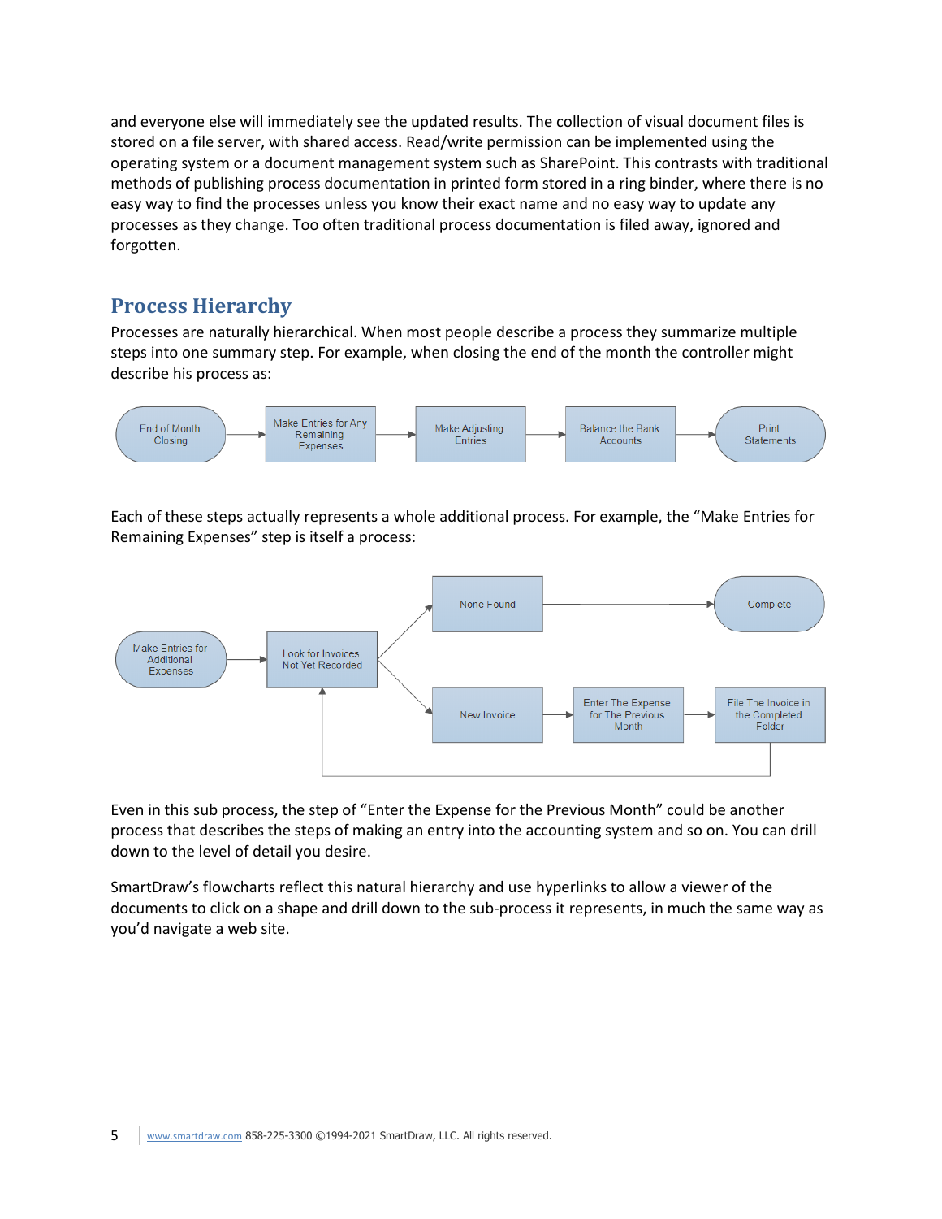and everyone else will immediately see the updated results. The collection of visual document files is stored on a file server, with shared access. Read/write permission can be implemented using the operating system or a document management system such as SharePoint. This contrasts with traditional methods of publishing process documentation in printed form stored in a ring binder, where there is no easy way to find the processes unless you know their exact name and no easy way to update any processes as they change. Too often traditional process documentation is filed away, ignored and forgotten.

## Process Hierarchy

Processes are naturally hierarchical. When most people describe a process they summarize multiple steps into one summary step. For example, when closing the end of the month the controller might describe his process as:

End of Month Closing

Make Entries for Any Remaining Expenses

Make Adjusting Entries

Balance the Bank Accounts

Print Statements

Each of these steps actually represents a whole additional process. For example, the “Make Entries for Remaining Expenses” step is itself a process:

Make Entries for Additional Expenses

Look for Invoices Not Yet Recorded

None Found

Complete

New Invoice

Enter The Expense for The Previous Month

File The Invoice in the Completed Folder

Even in this sub process, the step of “Enter the Expense for the Previous Month” could be another process that describes the steps of making an entry into the accounting system and so on. You can drill down to the level of detail you desire.

SmartDraw’s flowcharts reflect this natural hierarchy and use hyperlinks to allow a viewer of the documents to click on a shape and drill down to the sub-process it represents, in much the same way as you’d navigate a web site.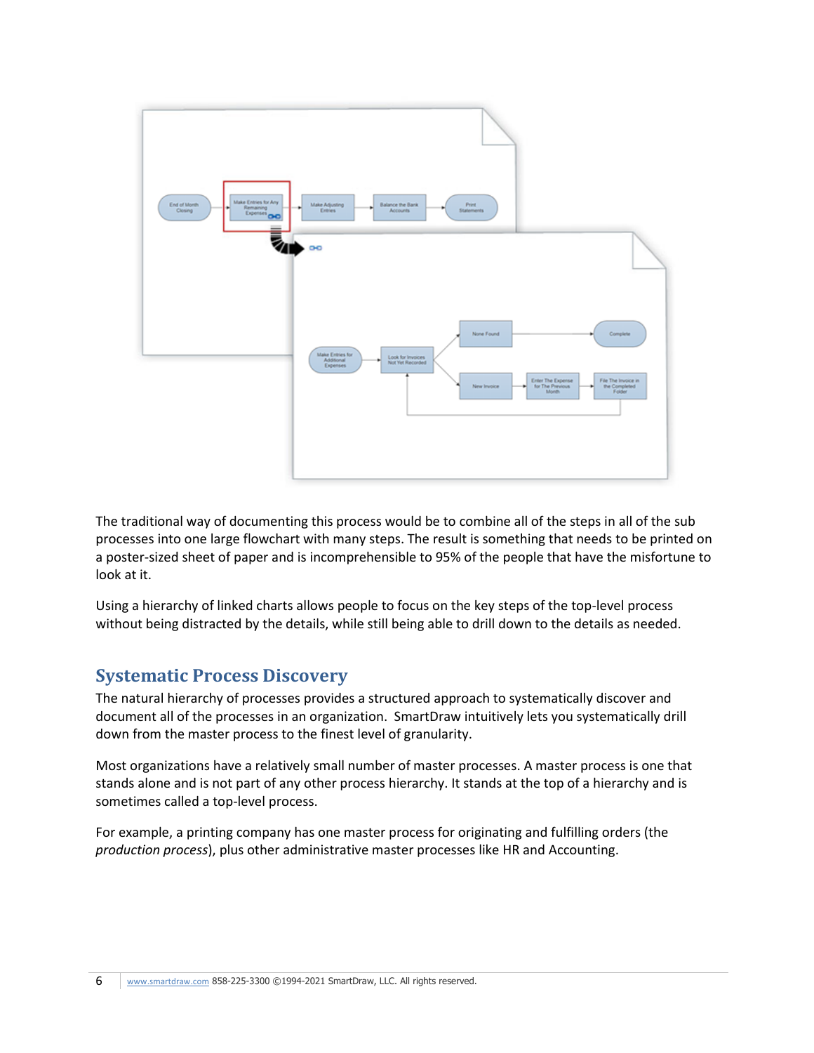End of Month Closing
Make Entries for Any Remaining Expenses
Make Adjusting Entries
Balance the Bank Accounts
Print Statements

Make Entries for Additional Expenses
Look for Invoices Not Yet Recorded
None Found
Complete
New Invoice
Enter The Expense for The Previous Month
File The Invoice in the Completed Folder

The traditional way of documenting this process would be to combine all of the steps in all of the sub processes into one large flowchart with many steps. The result is something that needs to be printed on a poster-sized sheet of paper and is incomprehensible to 95% of the people that have the misfortune to look at it.

Using a hierarchy of linked charts allows people to focus on the key steps of the top-level process without being distracted by the details, while still being able to drill down to the details as needed.

## Systematic Process Discovery

The natural hierarchy of processes provides a structured approach to systematically discover and document all of the processes in an organization. SmartDraw intuitively lets you systematically drill down from the master process to the finest level of granularity.

Most organizations have a relatively small number of master processes. A master process is one that stands alone and is not part of any other process hierarchy. It stands at the top of a hierarchy and is sometimes called a top-level process.

For example, a printing company has one master process for originating and fulfilling orders (the *production process*), plus other administrative master processes like HR and Accounting.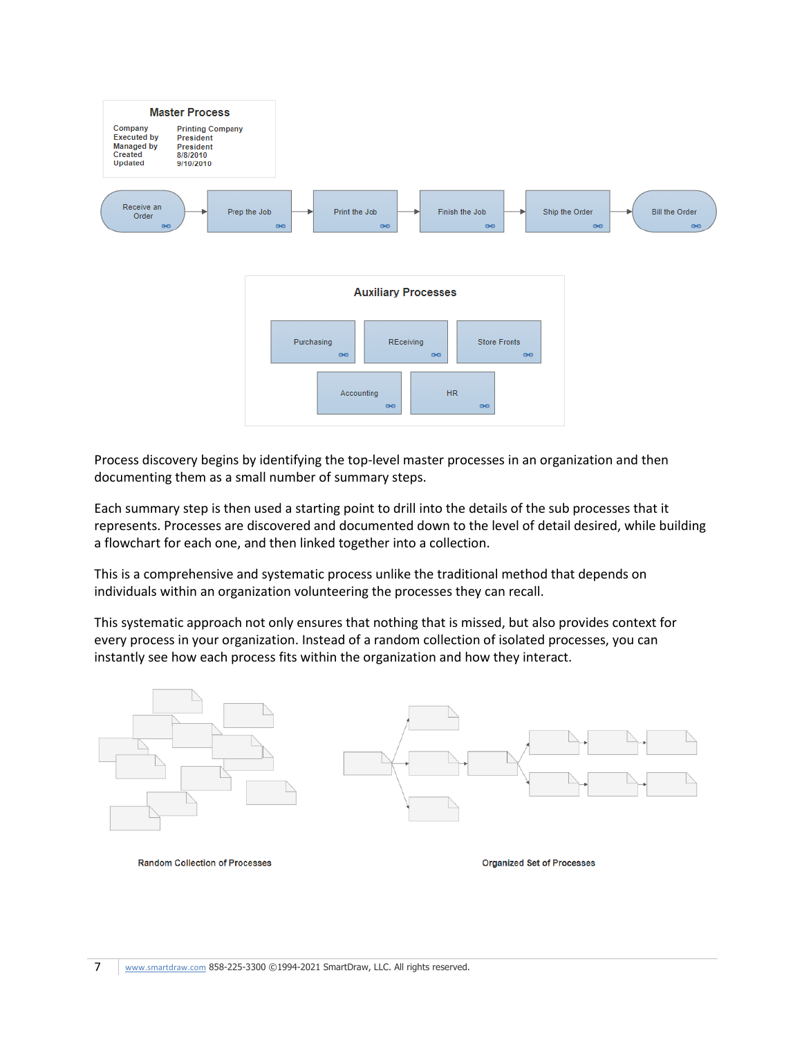**Master Process**

Company Printing Company
Executed by President
Managed by President
Created 8/8/2010
Updated 9/10/2010

Receive an Order → Prep the Job → Print the Job → Finish the Job → Ship the Order → Bill the Order

**Auxiliary Processes**

Purchasing
REceiving
Store Fronts
Accounting
HR

Process discovery begins by identifying the top-level master processes in an organization and then documenting them as a small number of summary steps.

Each summary step is then used a starting point to drill into the details of the sub processes that it represents. Processes are discovered and documented down to the level of detail desired, while building a flowchart for each one, and then linked together into a collection.

This is a comprehensive and systematic process unlike the traditional method that depends on individuals within an organization volunteering the processes they can recall.

This systematic approach not only ensures that nothing that is missed, but also provides context for every process in your organization. Instead of a random collection of isolated processes, you can instantly see how each process fits within the organization and how they interact.

Random Collection of Processes

Organized Set of Processes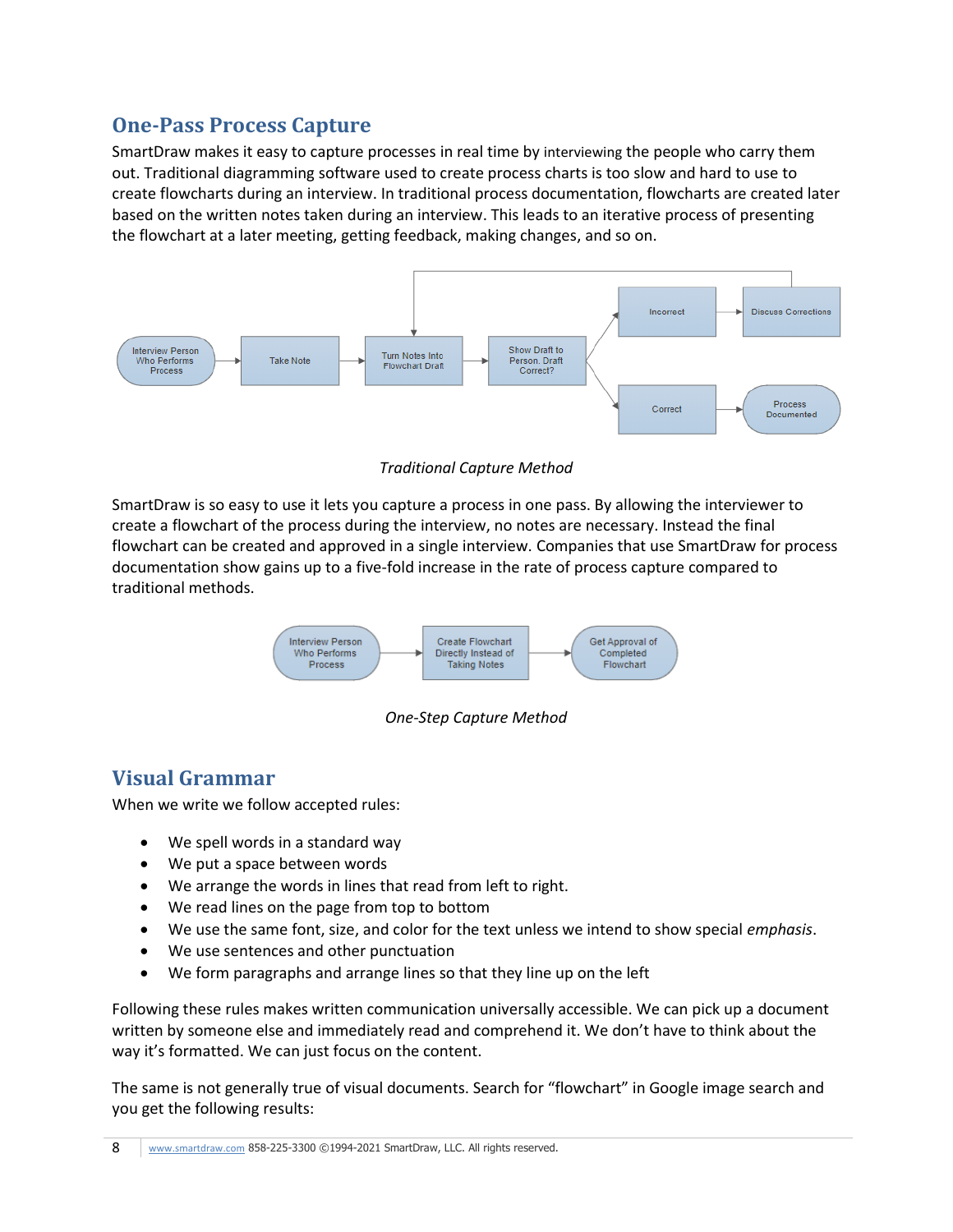## One-Pass Process Capture

SmartDraw makes it easy to capture processes in real time by interviewing the people who carry them out. Traditional diagramming software used to create process charts is too slow and hard to use to create flowcharts during an interview. In traditional process documentation, flowcharts are created later based on the written notes taken during an interview. This leads to an iterative process of presenting the flowchart at a later meeting, getting feedback, making changes, and so on.

Interview Person Who Performs Process
Take Note
Turn Notes Into Flowchart Draft
Show Draft to Person. Draft Correct?
Incorrect
Discuss Corrections
Correct
Process Documented

*Traditional Capture Method*

SmartDraw is so easy to use it lets you capture a process in one pass. By allowing the interviewer to create a flowchart of the process during the interview, no notes are necessary. Instead the final flowchart can be created and approved in a single interview. Companies that use SmartDraw for process documentation show gains up to a five-fold increase in the rate of process capture compared to traditional methods.

Interview Person Who Performs Process
Create Flowchart Directly Instead of Taking Notes
Get Approval of Completed Flowchart

*One-Step Capture Method*

## Visual Grammar

When we write we follow accepted rules:

- We spell words in a standard way
- We put a space between words
- We arrange the words in lines that read from left to right.
- We read lines on the page from top to bottom
- We use the same font, size, and color for the text unless we intend to show special *emphasis*.
- We use sentences and other punctuation
- We form paragraphs and arrange lines so that they line up on the left

Following these rules makes written communication universally accessible. We can pick up a document written by someone else and immediately read and comprehend it. We don't have to think about the way it's formatted. We can just focus on the content.

The same is not generally true of visual documents. Search for "flowchart" in Google image search and you get the following results: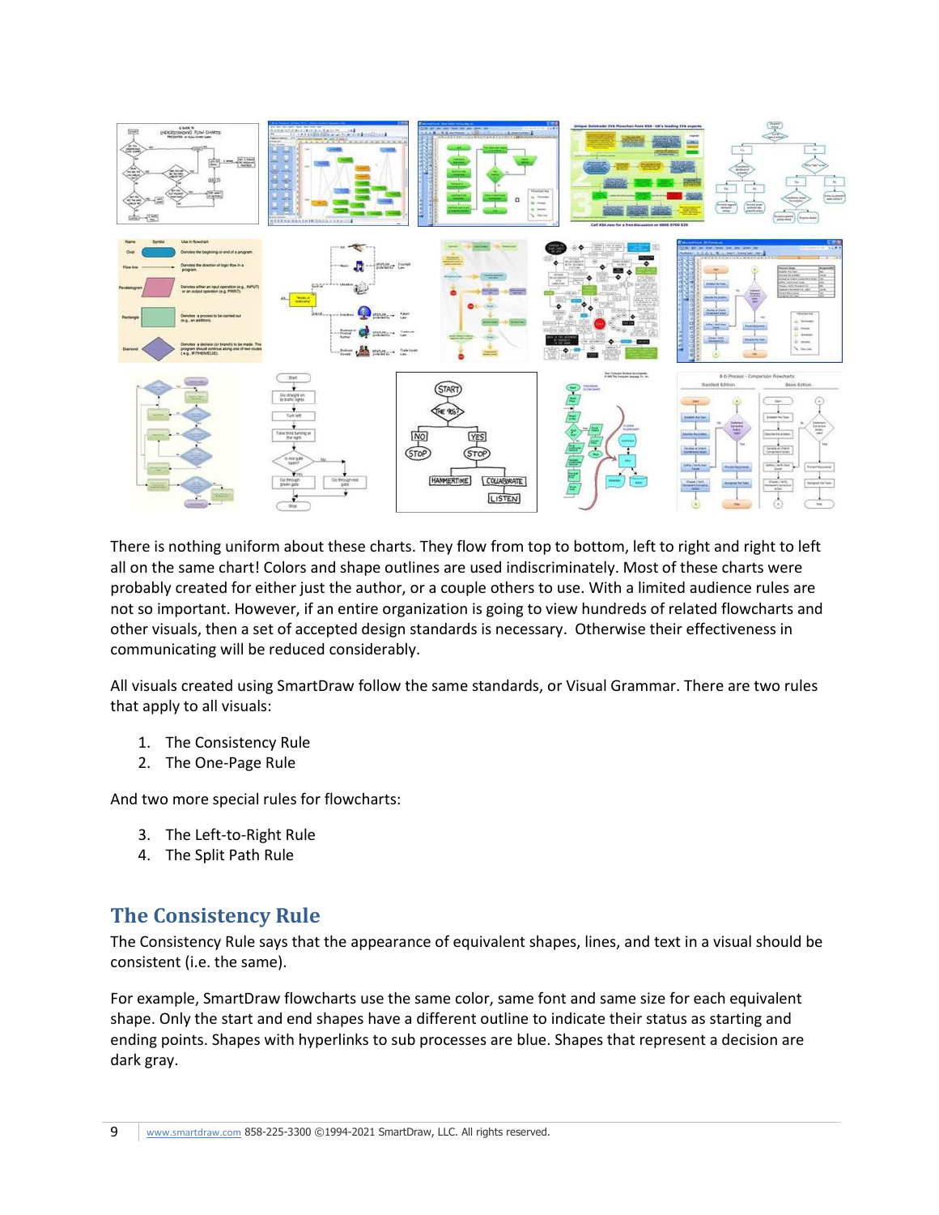There is nothing uniform about these charts. They flow from top to bottom, left to right and right to left all on the same chart! Colors and shape outlines are used indiscriminately. Most of these charts were probably created for either just the author, or a couple others to use. With a limited audience rules are not so important. However, if an entire organization is going to view hundreds of related flowcharts and other visuals, then a set of accepted design standards is necessary. Otherwise their effectiveness in communicating will be reduced considerably.

All visuals created using SmartDraw follow the same standards, or Visual Grammar. There are two rules that apply to all visuals:

1. The Consistency Rule
2. The One-Page Rule

And two more special rules for flowcharts:

3. The Left-to-Right Rule
4. The Split Path Rule

## The Consistency Rule

The Consistency Rule says that the appearance of equivalent shapes, lines, and text in a visual should be consistent (i.e. the same).

For example, SmartDraw flowcharts use the same color, same font and same size for each equivalent shape. Only the start and end shapes have a different outline to indicate their status as starting and ending points. Shapes with hyperlinks to sub processes are blue. Shapes that represent a decision are dark gray.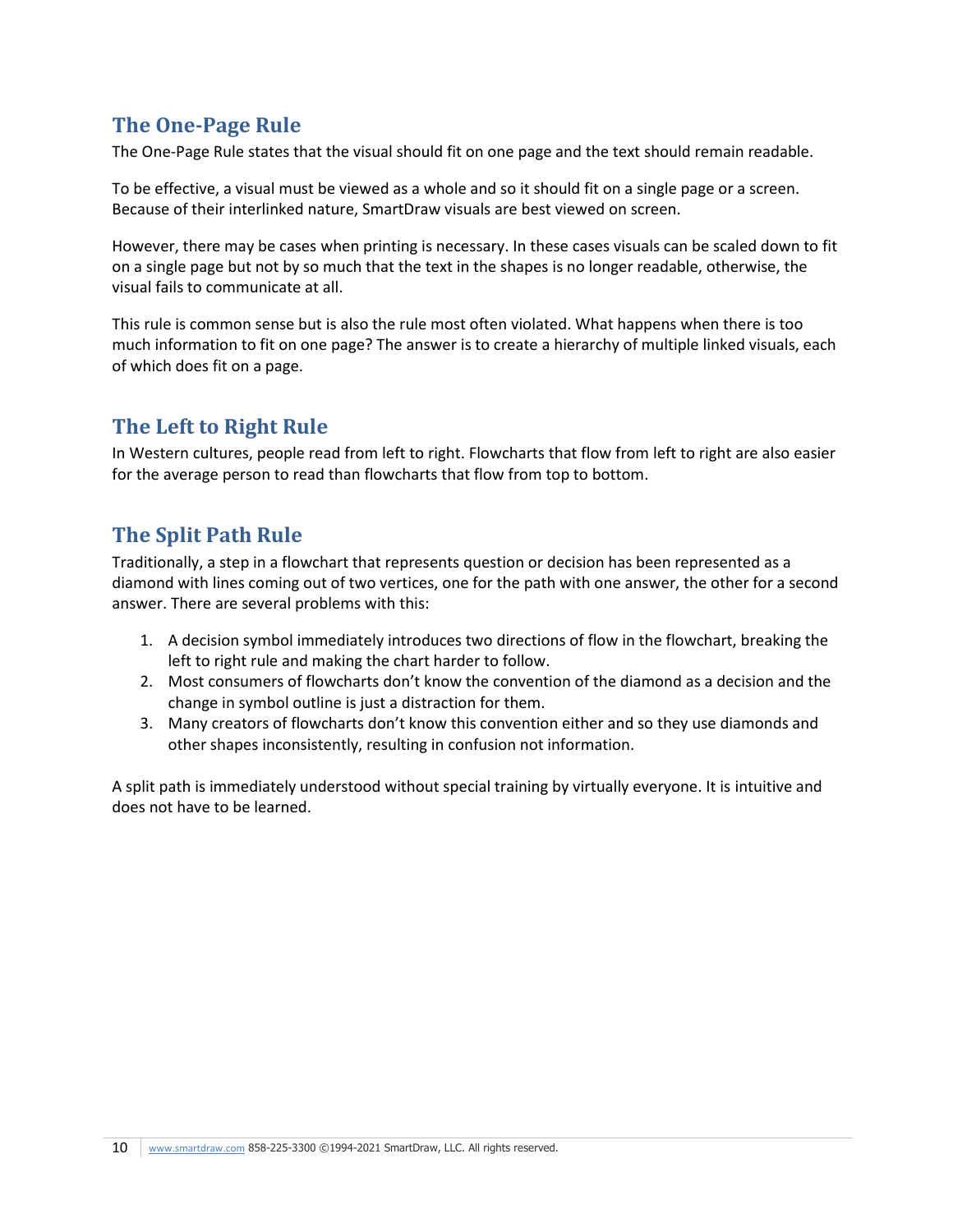## The One-Page Rule

The One-Page Rule states that the visual should fit on one page and the text should remain readable.

To be effective, a visual must be viewed as a whole and so it should fit on a single page or a screen. Because of their interlinked nature, SmartDraw visuals are best viewed on screen.

However, there may be cases when printing is necessary. In these cases visuals can be scaled down to fit on a single page but not by so much that the text in the shapes is no longer readable, otherwise, the visual fails to communicate at all.

This rule is common sense but is also the rule most often violated. What happens when there is too much information to fit on one page? The answer is to create a hierarchy of multiple linked visuals, each of which does fit on a page.

## The Left to Right Rule

In Western cultures, people read from left to right. Flowcharts that flow from left to right are also easier for the average person to read than flowcharts that flow from top to bottom.

## The Split Path Rule

Traditionally, a step in a flowchart that represents question or decision has been represented as a diamond with lines coming out of two vertices, one for the path with one answer, the other for a second answer. There are several problems with this:

1. A decision symbol immediately introduces two directions of flow in the flowchart, breaking the left to right rule and making the chart harder to follow.
2. Most consumers of flowcharts don't know the convention of the diamond as a decision and the change in symbol outline is just a distraction for them.
3. Many creators of flowcharts don't know this convention either and so they use diamonds and other shapes inconsistently, resulting in confusion not information.

A split path is immediately understood without special training by virtually everyone. It is intuitive and does not have to be learned.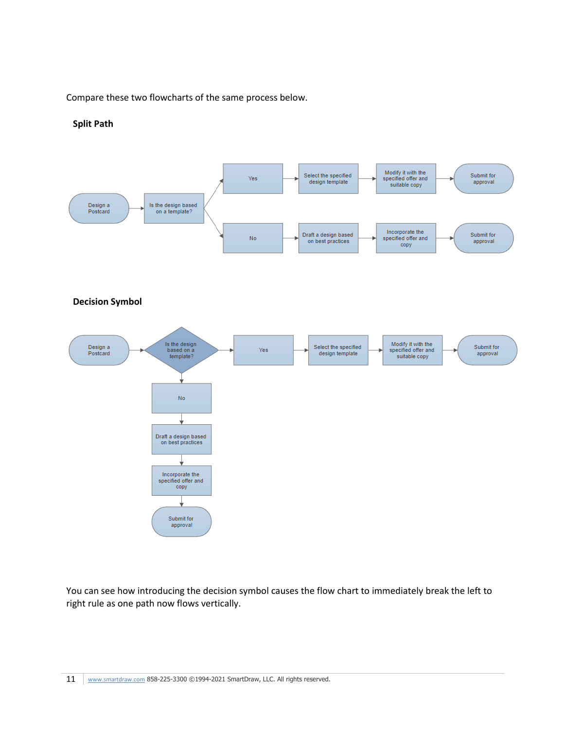Compare these two flowcharts of the same process below.

## Split Path

Design a Postcard

Is the design based on a template?

Yes

Select the specified design template

Modify it with the specified offer and suitable copy

Submit for approval

No

Draft a design based on best practices

Incorporate the specified offer and copy

Submit for approval

## Decision Symbol

Design a Postcard

Is the design based on a template?

Yes

Select the specified design template

Modify it with the specified offer and suitable copy

Submit for approval

No

Draft a design based on best practices

Incorporate the specified offer and copy

Submit for approval

You can see how introducing the decision symbol causes the flow chart to immediately break the left to right rule as one path now flows vertically.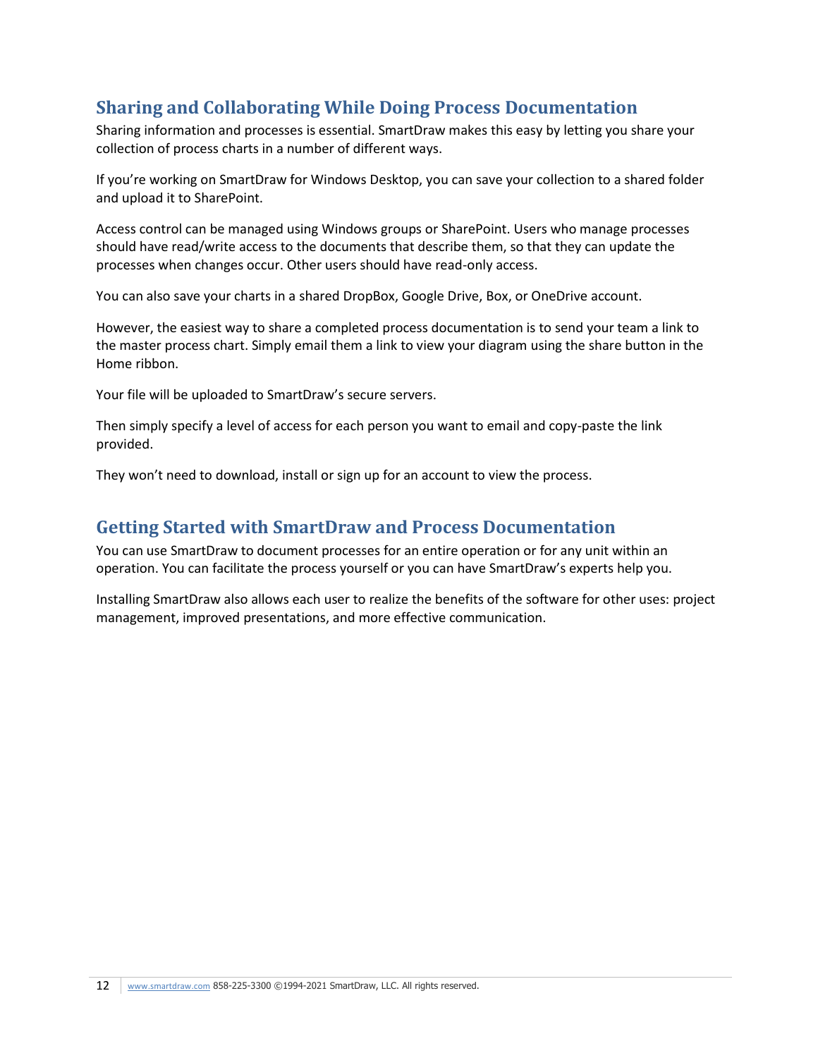## Sharing and Collaborating While Doing Process Documentation

Sharing information and processes is essential. SmartDraw makes this easy by letting you share your collection of process charts in a number of different ways.

If you're working on SmartDraw for Windows Desktop, you can save your collection to a shared folder and upload it to SharePoint.

Access control can be managed using Windows groups or SharePoint. Users who manage processes should have read/write access to the documents that describe them, so that they can update the processes when changes occur. Other users should have read-only access.

You can also save your charts in a shared DropBox, Google Drive, Box, or OneDrive account.

However, the easiest way to share a completed process documentation is to send your team a link to the master process chart. Simply email them a link to view your diagram using the share button in the Home ribbon.

Your file will be uploaded to SmartDraw's secure servers.

Then simply specify a level of access for each person you want to email and copy-paste the link provided.

They won't need to download, install or sign up for an account to view the process.

## Getting Started with SmartDraw and Process Documentation

You can use SmartDraw to document processes for an entire operation or for any unit within an operation. You can facilitate the process yourself or you can have SmartDraw's experts help you.

Installing SmartDraw also allows each user to realize the benefits of the software for other uses: project management, improved presentations, and more effective communication.